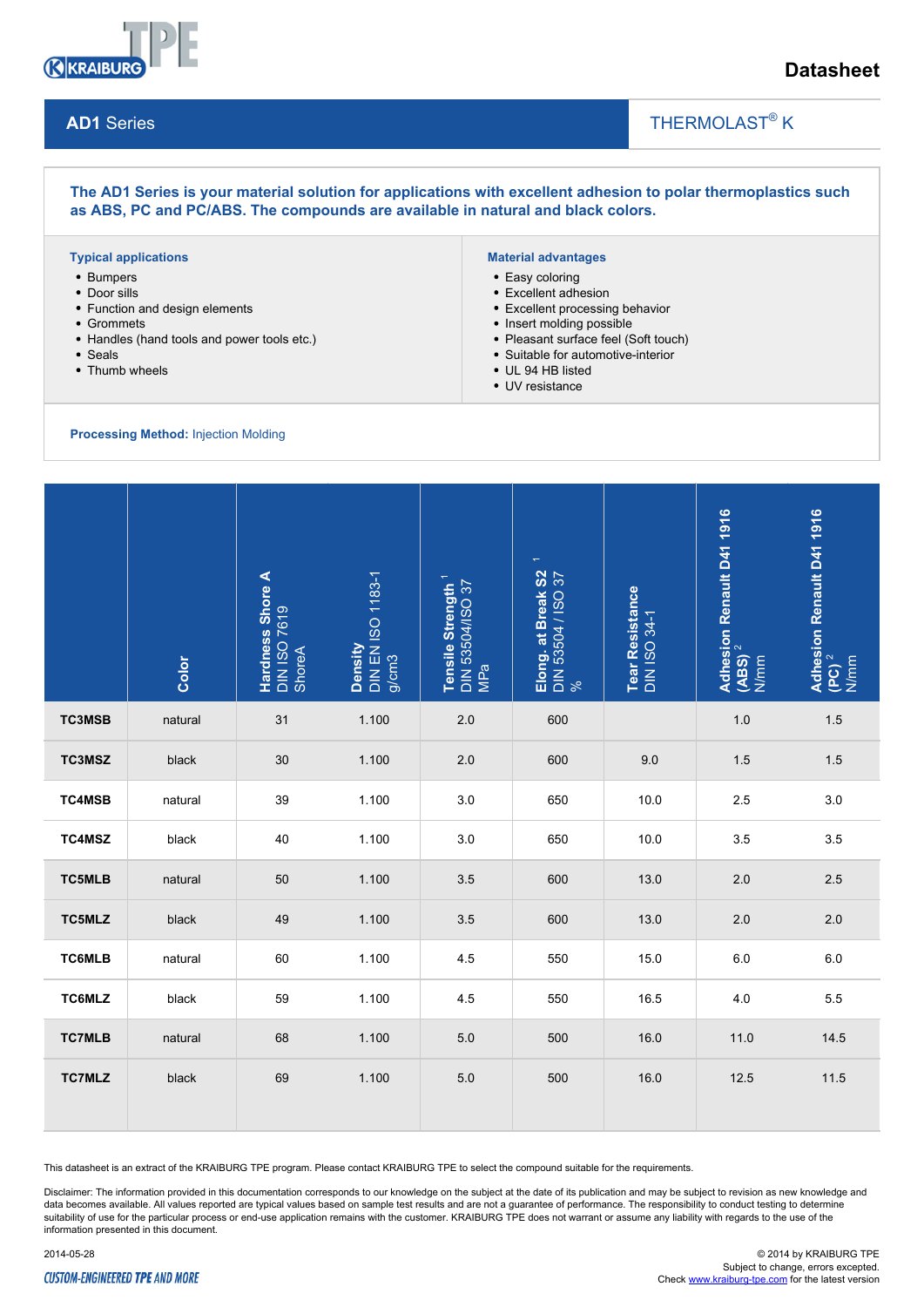Datasheet

# AD1 Series

THERMOLAST® K

**The AD1 Series is your material solution for applications with excellent adhesion to polar thermoplastics such as ABS, PC and PC/ABS. The compounds are available in natural and black colors.**

### Typical applications

- Bumpers
- Door sills
- Function and design elements
- Grommets
- Handles (hand tools and power tools etc.)
- Seals
- Thumb wheels

### Material advantages

- Easy coloring
- Excellent adhesion
- Excellent processing behavior
- Insert molding possible
- Pleasant surface feel (Soft touch)
- Suitable for automotive-interior
- UL 94 HB listed
- UV resistance

**Processing Method:** Injection Molding

| | Color | Hardness Shore A DIN ISO 7619 ShoreA | Density DIN EN ISO 1183-1 g/cm3 | Tensile Strength [1] DIN 53504/ISO 37 MPa | Elong. at Break S2 [1] DIN 53504 / ISO 37 % | Tear Resistance DIN ISO 34-1 | Adhesion Renault D41 1916 (ABS) [2] N/mm | Adhesion Renault D41 1916 (PC) [2] N/mm |
|---|---|---|---|---|---|---|---|---|
| **TC3MSB** | natural | 31 | 1.100 | 2.0 | 600 | | 1.0 | 1.5 |
| **TC3MSZ** | black | 30 | 1.100 | 2.0 | 600 | 9.0 | 1.5 | 1.5 |
| **TC4MSB** | natural | 39 | 1.100 | 3.0 | 650 | 10.0 | 2.5 | 3.0 |
| **TC4MSZ** | black | 40 | 1.100 | 3.0 | 650 | 10.0 | 3.5 | 3.5 |
| **TC5MLB** | natural | 50 | 1.100 | 3.5 | 600 | 13.0 | 2.0 | 2.5 |
| **TC5MLZ** | black | 49 | 1.100 | 3.5 | 600 | 13.0 | 2.0 | 2.0 |
| **TC6MLB** | natural | 60 | 1.100 | 4.5 | 550 | 15.0 | 6.0 | 6.0 |
| **TC6MLZ** | black | 59 | 1.100 | 4.5 | 550 | 16.5 | 4.0 | 5.5 |
| **TC7MLB** | natural | 68 | 1.100 | 5.0 | 500 | 16.0 | 11.0 | 14.5 |
| **TC7MLZ** | black | 69 | 1.100 | 5.0 | 500 | 16.0 | 12.5 | 11.5 |

This datasheet is an extract of the KRAIBURG TPE program. Please contact KRAIBURG TPE to select the compound suitable for the requirements.

Disclaimer: The information provided in this documentation corresponds to our knowledge on the subject at the date of its publication and may be subject to revision as new knowledge and data becomes available. All values reported are typical values based on sample test results and are not a guarantee of performance. The responsibility to conduct testing to determine suitability of use for the particular process or end-use application remains with the customer. KRAIBURG TPE does not warrant or assume any liability with regards to the use of the information presented in this document.

2014-05-28

© 2014 by KRAIBURG TPE
Subject to change, errors excepted.
Check www.kraiburg-tpe.com for the latest version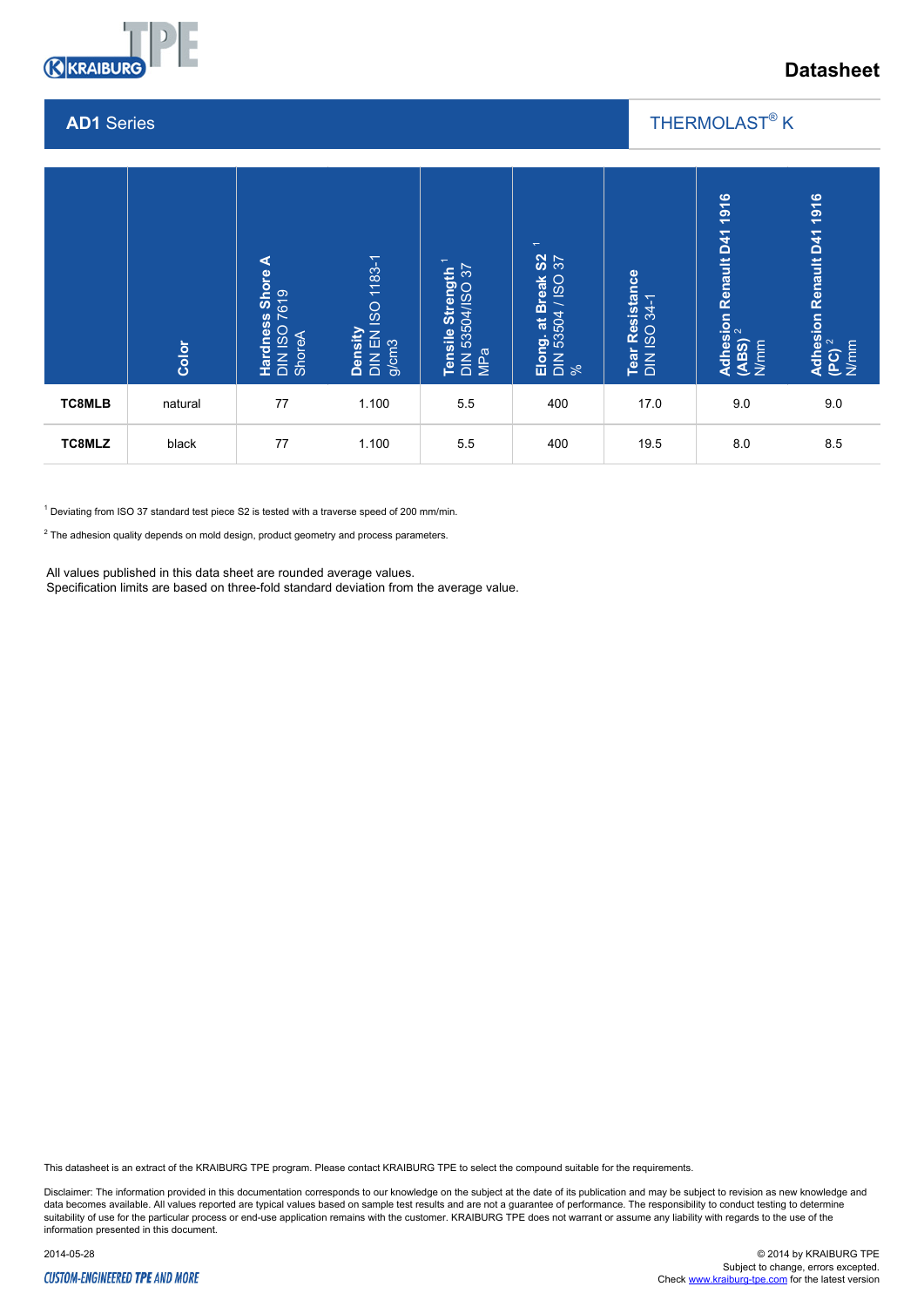Datasheet

## AD1 Series

THERMOLAST® K

| | Color | Hardness Shore A DIN ISO 7619 ShoreA | Density DIN EN ISO 1183-1 g/cm3 | Tensile Strength [1] DIN 53504/ISO 37 MPa | Elong. at Break S2 [1] DIN 53504 / ISO 37 % | Tear Resistance DIN ISO 34-1 | Adhesion Renault D41 1916 (ABS) [2] N/mm | Adhesion Renault D41 1916 (PC) [2] N/mm |
|---|---|---|---|---|---|---|---|---|
| **TC8MLB** | natural | 77 | 1.100 | 5.5 | 400 | 17.0 | 9.0 | 9.0 |
| **TC8MLZ** | black | 77 | 1.100 | 5.5 | 400 | 19.5 | 8.0 | 8.5 |

[1] Deviating from ISO 37 standard test piece S2 is tested with a traverse speed of 200 mm/min.

[2] The adhesion quality depends on mold design, product geometry and process parameters.

All values published in this data sheet are rounded average values.
Specification limits are based on three-fold standard deviation from the average value.

This datasheet is an extract of the KRAIBURG TPE program. Please contact KRAIBURG TPE to select the compound suitable for the requirements.

Disclaimer: The information provided in this documentation corresponds to our knowledge on the subject at the date of its publication and may be subject to revision as new knowledge and data becomes available. All values reported are typical values based on sample test results and are not a guarantee of performance. The responsibility to conduct testing to determine suitability of use for the particular process or end-use application remains with the customer. KRAIBURG TPE does not warrant or assume any liability with regards to the use of the information presented in this document.

2014-05-28

© 2014 by KRAIBURG TPE
Subject to change, errors excepted.
Check www.kraiburg-tpe.com for the latest version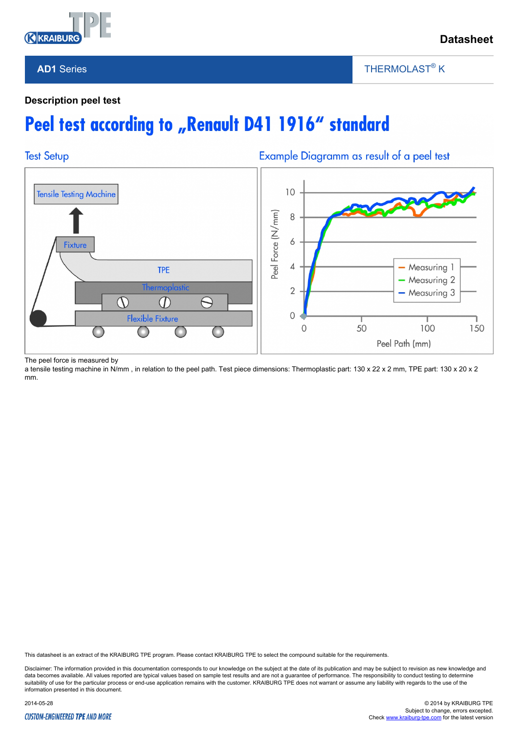**AD1 Series** | THERMOLAST® K

### Description peel test

# Peel test according to „Renault D41 1916“ standard

## Test Setup

Tensile Testing Machine

Fixture

TPE

Thermoplastic

Flexible Fixture

## Example Diagramm as result of a peel test

Peel Force (N/mm)

Peel Path (mm)

Measuring 1
Measuring 2
Measuring 3

The peel force is measured by
a tensile testing machine in N/mm , in relation to the peel path. Test piece dimensions: Thermoplastic part: 130 x 22 x 2 mm, TPE part: 130 x 20 x 2 mm.

This datasheet is an extract of the KRAIBURG TPE program. Please contact KRAIBURG TPE to select the compound suitable for the requirements.

Disclaimer: The information provided in this documentation corresponds to our knowledge on the subject at the date of its publication and may be subject to revision as new knowledge and data becomes available. All values reported are typical values based on sample test results and are not a guarantee of performance. The responsibility to conduct testing to determine suitability of use for the particular process or end-use application remains with the customer. KRAIBURG TPE does not warrant or assume any liability with regards to the use of the information presented in this document.

2014-05-28

© 2014 by KRAIBURG TPE
Subject to change, errors excepted.
Check www.kraiburg-tpe.com for the latest version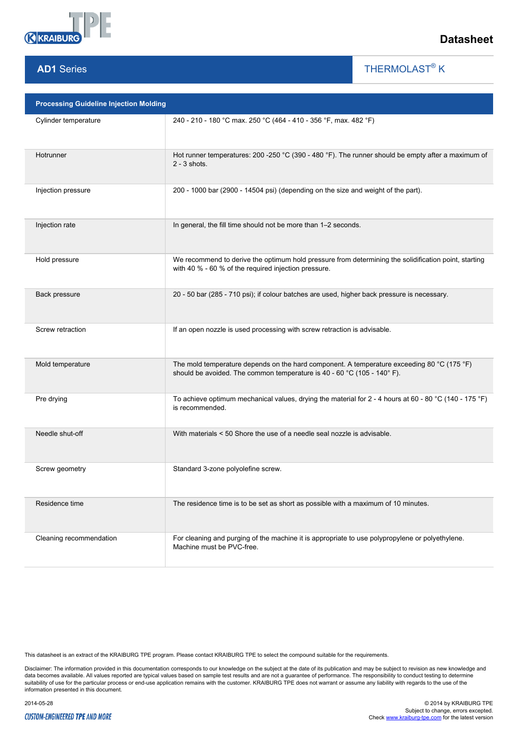# AD1 Series

THERMOLAST® K

| Processing Guideline Injection Molding | |
|---|---|
| Cylinder temperature | 240 - 210 - 180 °C max. 250 °C (464 - 410 - 356 °F, max. 482 °F) |
| Hotrunner | Hot runner temperatures: 200 -250 °C (390 - 480 °F). The runner should be empty after a maximum of 2 - 3 shots. |
| Injection pressure | 200 - 1000 bar (2900 - 14504 psi) (depending on the size and weight of the part). |
| Injection rate | In general, the fill time should not be more than 1–2 seconds. |
| Hold pressure | We recommend to derive the optimum hold pressure from determining the solidification point, starting with 40 % - 60 % of the required injection pressure. |
| Back pressure | 20 - 50 bar (285 - 710 psi); if colour batches are used, higher back pressure is necessary. |
| Screw retraction | If an open nozzle is used processing with screw retraction is advisable. |
| Mold temperature | The mold temperature depends on the hard component. A temperature exceeding 80 °C (175 °F) should be avoided. The common temperature is 40 - 60 °C (105 - 140° F). |
| Pre drying | To achieve optimum mechanical values, drying the material for 2 - 4 hours at 60 - 80 °C (140 - 175 °F) is recommended. |
| Needle shut-off | With materials < 50 Shore the use of a needle seal nozzle is advisable. |
| Screw geometry | Standard 3-zone polyolefine screw. |
| Residence time | The residence time is to be set as short as possible with a maximum of 10 minutes. |
| Cleaning recommendation | For cleaning and purging of the machine it is appropriate to use polypropylene or polyethylene. Machine must be PVC-free. |

This datasheet is an extract of the KRAIBURG TPE program. Please contact KRAIBURG TPE to select the compound suitable for the requirements.

Disclaimer: The information provided in this documentation corresponds to our knowledge on the subject at the date of its publication and may be subject to revision as new knowledge and data becomes available. All values reported are typical values based on sample test results and are not a guarantee of performance. The responsibility to conduct testing to determine suitability of use for the particular process or end-use application remains with the customer. KRAIBURG TPE does not warrant or assume any liability with regards to the use of the information presented in this document.

2014-05-28

© 2014 by KRAIBURG TPE
Subject to change, errors excepted.
Check www.kraiburg-tpe.com for the latest version